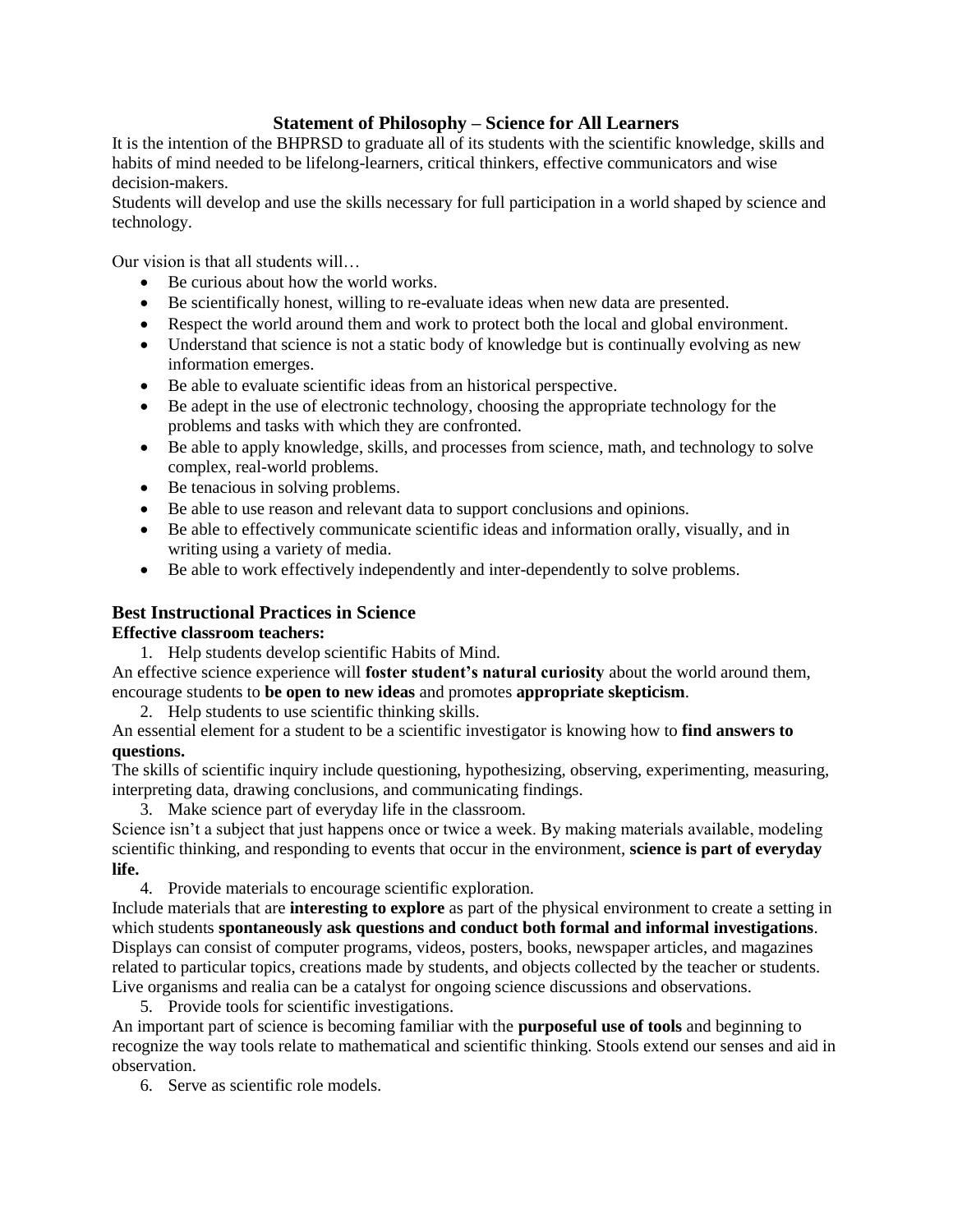## Statement of Philosophy – Science for All Learners

It is the intention of the BHPRSD to graduate all of its students with the scientific knowledge, skills and habits of mind needed to be lifelong-learners, critical thinkers, effective communicators and wise decision-makers.

Students will develop and use the skills necessary for full participation in a world shaped by science and technology.

Our vision is that all students will…

- Be curious about how the world works.
- Be scientifically honest, willing to re-evaluate ideas when new data are presented.
- Respect the world around them and work to protect both the local and global environment.
- Understand that science is not a static body of knowledge but is continually evolving as new information emerges.
- Be able to evaluate scientific ideas from an historical perspective.
- Be adept in the use of electronic technology, choosing the appropriate technology for the problems and tasks with which they are confronted.
- Be able to apply knowledge, skills, and processes from science, math, and technology to solve complex, real-world problems.
- Be tenacious in solving problems.
- Be able to use reason and relevant data to support conclusions and opinions.
- Be able to effectively communicate scientific ideas and information orally, visually, and in writing using a variety of media.
- Be able to work effectively independently and inter-dependently to solve problems.

## Best Instructional Practices in Science

**Effective classroom teachers:**

1. Help students develop scientific Habits of Mind.

An effective science experience will **foster student's natural curiosity** about the world around them, encourage students to **be open to new ideas** and promotes **appropriate skepticism**.

2. Help students to use scientific thinking skills.

An essential element for a student to be a scientific investigator is knowing how to **find answers to questions.**

The skills of scientific inquiry include questioning, hypothesizing, observing, experimenting, measuring, interpreting data, drawing conclusions, and communicating findings.

3. Make science part of everyday life in the classroom.

Science isn't a subject that just happens once or twice a week. By making materials available, modeling scientific thinking, and responding to events that occur in the environment, **science is part of everyday life.**

4. Provide materials to encourage scientific exploration.

Include materials that are **interesting to explore** as part of the physical environment to create a setting in which students **spontaneously ask questions and conduct both formal and informal investigations**. Displays can consist of computer programs, videos, posters, books, newspaper articles, and magazines related to particular topics, creations made by students, and objects collected by the teacher or students. Live organisms and realia can be a catalyst for ongoing science discussions and observations.

5. Provide tools for scientific investigations.

An important part of science is becoming familiar with the **purposeful use of tools** and beginning to recognize the way tools relate to mathematical and scientific thinking. Stools extend our senses and aid in observation.

6. Serve as scientific role models.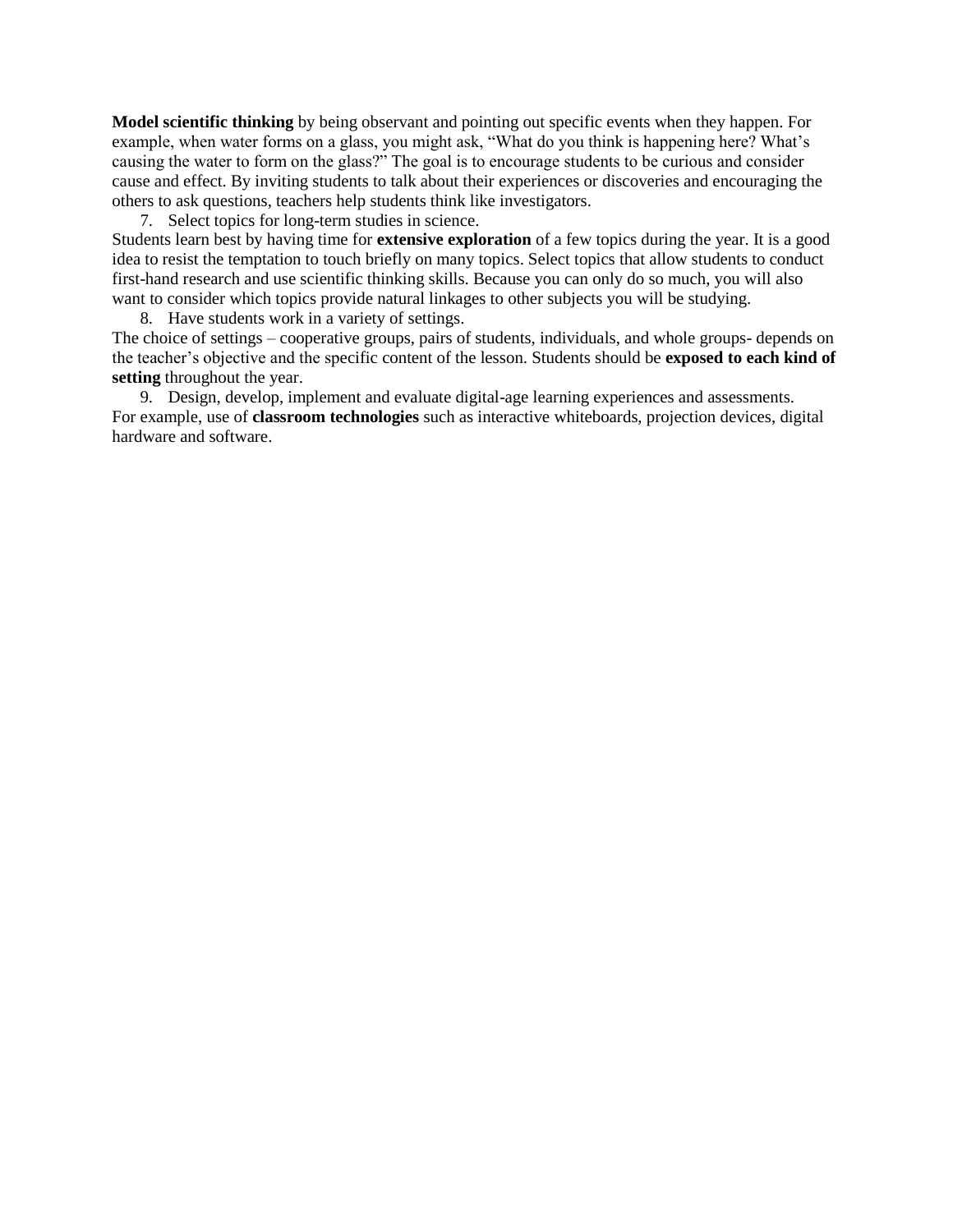**Model scientific thinking** by being observant and pointing out specific events when they happen. For example, when water forms on a glass, you might ask, "What do you think is happening here? What's causing the water to form on the glass?" The goal is to encourage students to be curious and consider cause and effect. By inviting students to talk about their experiences or discoveries and encouraging the others to ask questions, teachers help students think like investigators.

7. Select topics for long-term studies in science.

Students learn best by having time for **extensive exploration** of a few topics during the year. It is a good idea to resist the temptation to touch briefly on many topics. Select topics that allow students to conduct first-hand research and use scientific thinking skills. Because you can only do so much, you will also want to consider which topics provide natural linkages to other subjects you will be studying.

8. Have students work in a variety of settings.

The choice of settings – cooperative groups, pairs of students, individuals, and whole groups- depends on the teacher's objective and the specific content of the lesson. Students should be **exposed to each kind of setting** throughout the year.

9. Design, develop, implement and evaluate digital-age learning experiences and assessments.

For example, use of **classroom technologies** such as interactive whiteboards, projection devices, digital hardware and software.